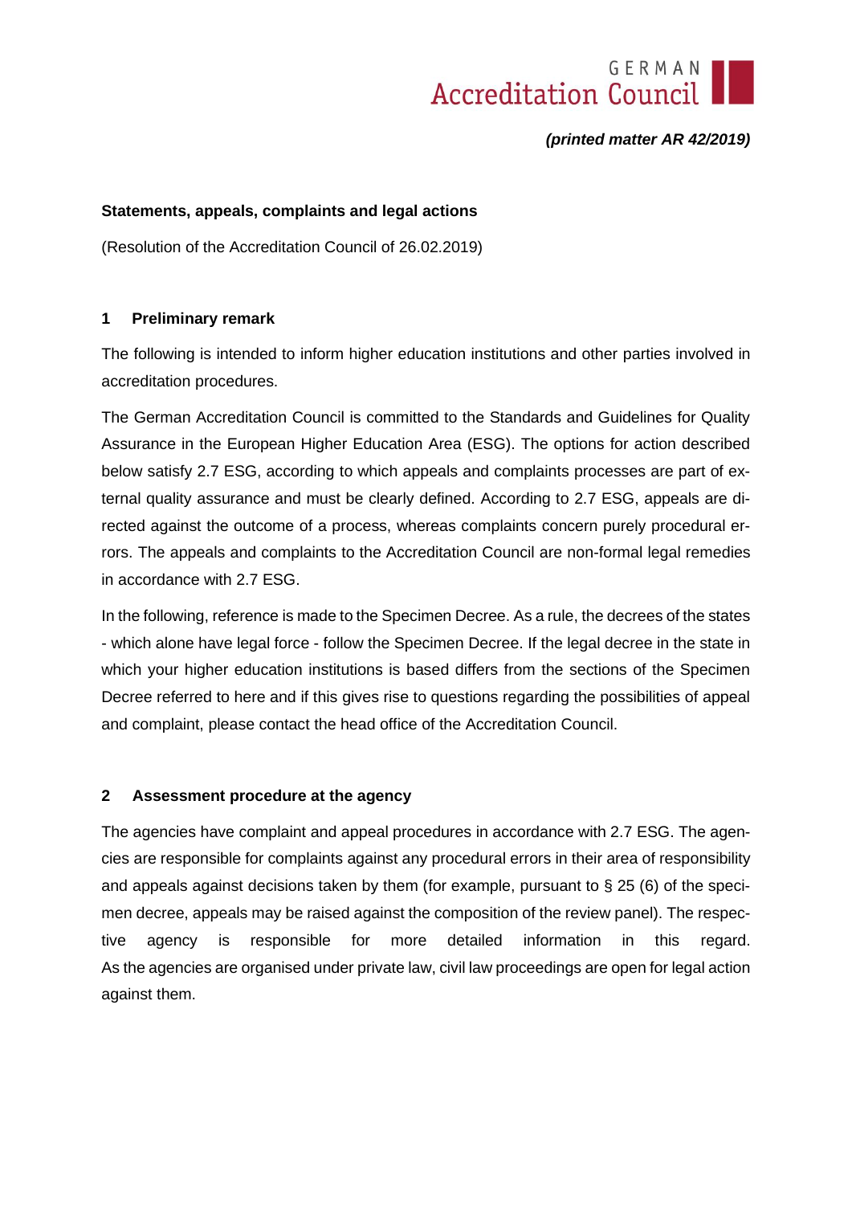*(printed matter AR 42/2019)*

**Statements, appeals, complaints and legal actions**

(Resolution of the Accreditation Council of 26.02.2019)

## 1 Preliminary remark

The following is intended to inform higher education institutions and other parties involved in accreditation procedures.

The German Accreditation Council is committed to the Standards and Guidelines for Quality Assurance in the European Higher Education Area (ESG). The options for action described below satisfy 2.7 ESG, according to which appeals and complaints processes are part of external quality assurance and must be clearly defined. According to 2.7 ESG, appeals are directed against the outcome of a process, whereas complaints concern purely procedural errors. The appeals and complaints to the Accreditation Council are non-formal legal remedies in accordance with 2.7 ESG.

In the following, reference is made to the Specimen Decree. As a rule, the decrees of the states - which alone have legal force - follow the Specimen Decree. If the legal decree in the state in which your higher education institutions is based differs from the sections of the Specimen Decree referred to here and if this gives rise to questions regarding the possibilities of appeal and complaint, please contact the head office of the Accreditation Council.

## 2 Assessment procedure at the agency

The agencies have complaint and appeal procedures in accordance with 2.7 ESG. The agencies are responsible for complaints against any procedural errors in their area of responsibility and appeals against decisions taken by them (for example, pursuant to § 25 (6) of the specimen decree, appeals may be raised against the composition of the review panel). The respective agency is responsible for more detailed information in this regard. As the agencies are organised under private law, civil law proceedings are open for legal action against them.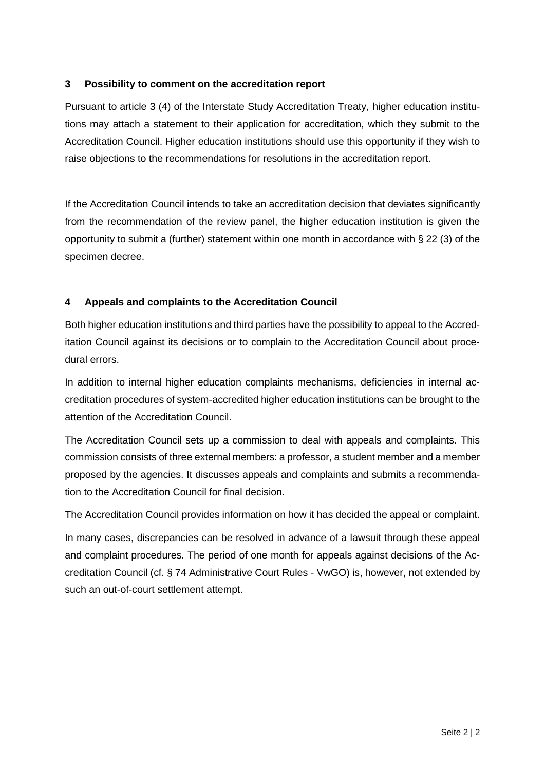## 3 Possibility to comment on the accreditation report

Pursuant to article 3 (4) of the Interstate Study Accreditation Treaty, higher education institutions may attach a statement to their application for accreditation, which they submit to the Accreditation Council. Higher education institutions should use this opportunity if they wish to raise objections to the recommendations for resolutions in the accreditation report.

If the Accreditation Council intends to take an accreditation decision that deviates significantly from the recommendation of the review panel, the higher education institution is given the opportunity to submit a (further) statement within one month in accordance with § 22 (3) of the specimen decree.

## 4 Appeals and complaints to the Accreditation Council

Both higher education institutions and third parties have the possibility to appeal to the Accreditation Council against its decisions or to complain to the Accreditation Council about procedural errors.

In addition to internal higher education complaints mechanisms, deficiencies in internal accreditation procedures of system-accredited higher education institutions can be brought to the attention of the Accreditation Council.

The Accreditation Council sets up a commission to deal with appeals and complaints. This commission consists of three external members: a professor, a student member and a member proposed by the agencies. It discusses appeals and complaints and submits a recommendation to the Accreditation Council for final decision.

The Accreditation Council provides information on how it has decided the appeal or complaint.

In many cases, discrepancies can be resolved in advance of a lawsuit through these appeal and complaint procedures. The period of one month for appeals against decisions of the Accreditation Council (cf. § 74 Administrative Court Rules - VwGO) is, however, not extended by such an out-of-court settlement attempt.